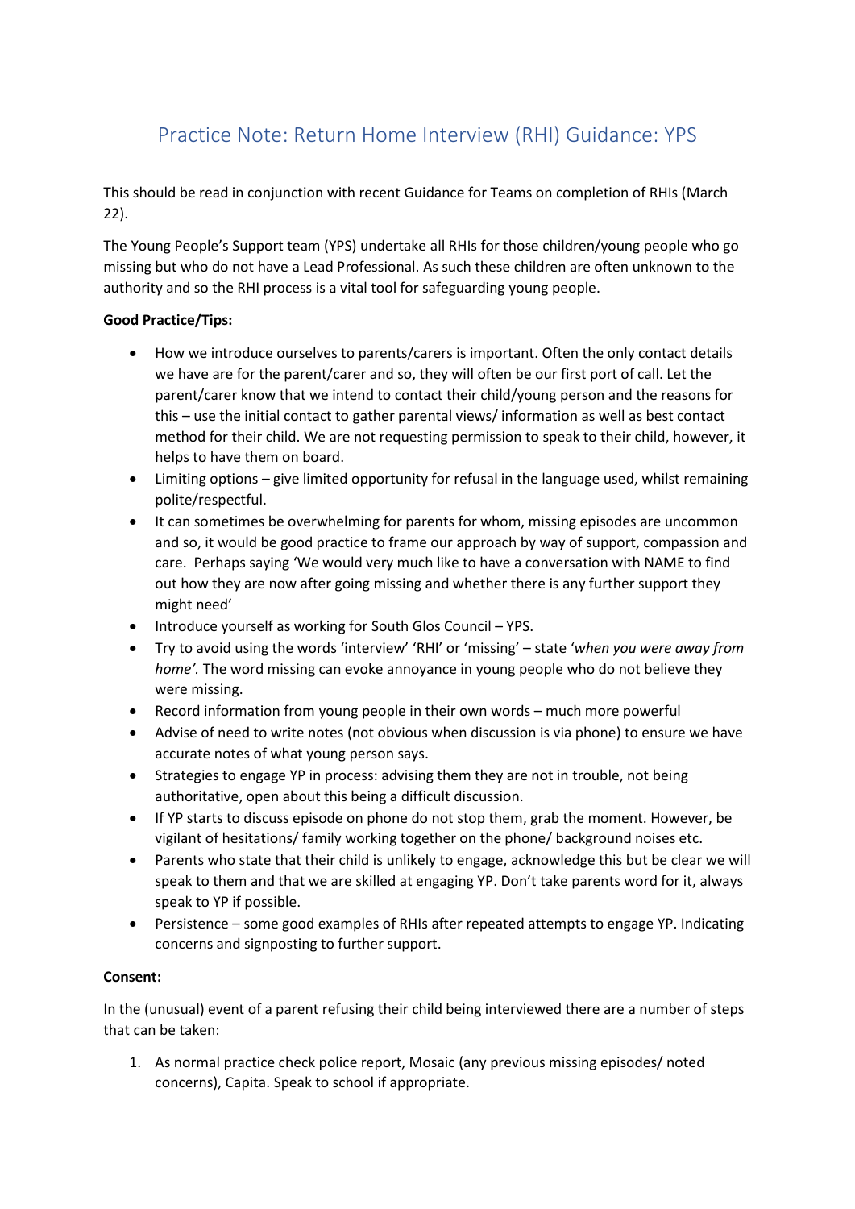# Practice Note: Return Home Interview (RHI) Guidance: YPS

This should be read in conjunction with recent Guidance for Teams on completion of RHIs (March 22).

The Young People's Support team (YPS) undertake all RHIs for those children/young people who go missing but who do not have a Lead Professional. As such these children are often unknown to the authority and so the RHI process is a vital tool for safeguarding young people.

**Good Practice/Tips:**

- How we introduce ourselves to parents/carers is important. Often the only contact details we have are for the parent/carer and so, they will often be our first port of call. Let the parent/carer know that we intend to contact their child/young person and the reasons for this – use the initial contact to gather parental views/ information as well as best contact method for their child. We are not requesting permission to speak to their child, however, it helps to have them on board.
- Limiting options – give limited opportunity for refusal in the language used, whilst remaining polite/respectful.
- It can sometimes be overwhelming for parents for whom, missing episodes are uncommon and so, it would be good practice to frame our approach by way of support, compassion and care. Perhaps saying 'We would very much like to have a conversation with NAME to find out how they are now after going missing and whether there is any further support they might need'
- Introduce yourself as working for South Glos Council – YPS.
- Try to avoid using the words 'interview' 'RHI' or 'missing' – state '*when you were away from home'.* The word missing can evoke annoyance in young people who do not believe they were missing.
- Record information from young people in their own words – much more powerful
- Advise of need to write notes (not obvious when discussion is via phone) to ensure we have accurate notes of what young person says.
- Strategies to engage YP in process: advising them they are not in trouble, not being authoritative, open about this being a difficult discussion.
- If YP starts to discuss episode on phone do not stop them, grab the moment. However, be vigilant of hesitations/ family working together on the phone/ background noises etc.
- Parents who state that their child is unlikely to engage, acknowledge this but be clear we will speak to them and that we are skilled at engaging YP. Don't take parents word for it, always speak to YP if possible.
- Persistence – some good examples of RHIs after repeated attempts to engage YP. Indicating concerns and signposting to further support.

**Consent:**

In the (unusual) event of a parent refusing their child being interviewed there are a number of steps that can be taken:

1. As normal practice check police report, Mosaic (any previous missing episodes/ noted concerns), Capita. Speak to school if appropriate.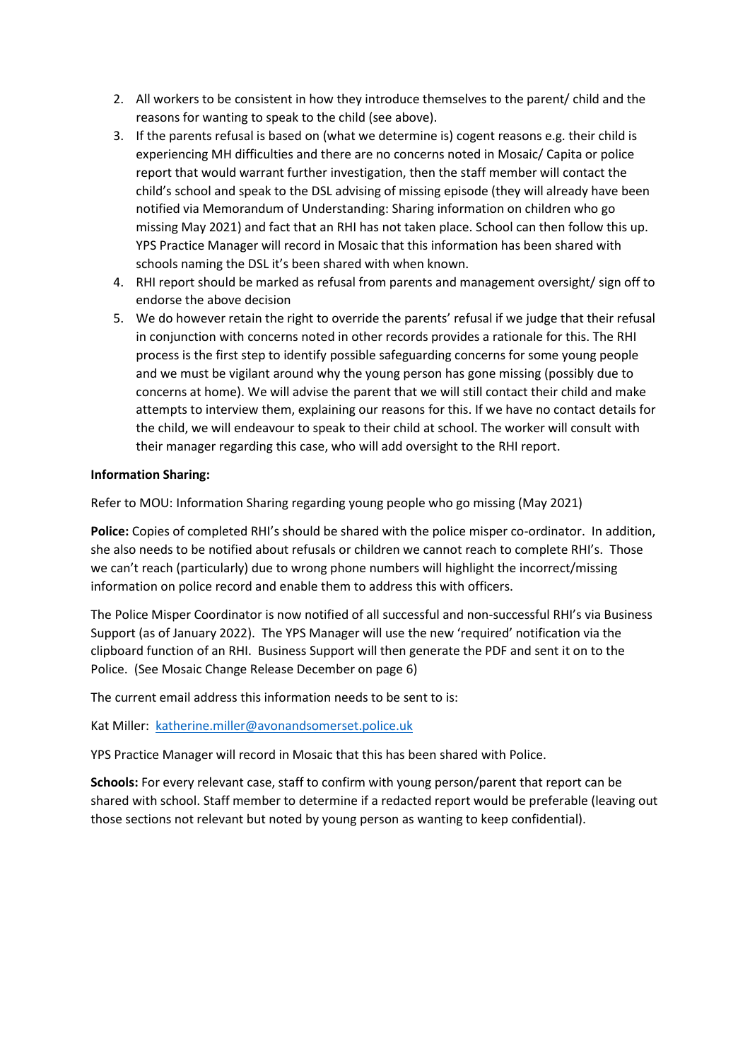2. All workers to be consistent in how they introduce themselves to the parent/ child and the reasons for wanting to speak to the child (see above).
3. If the parents refusal is based on (what we determine is) cogent reasons e.g. their child is experiencing MH difficulties and there are no concerns noted in Mosaic/ Capita or police report that would warrant further investigation, then the staff member will contact the child's school and speak to the DSL advising of missing episode (they will already have been notified via Memorandum of Understanding: Sharing information on children who go missing May 2021) and fact that an RHI has not taken place. School can then follow this up. YPS Practice Manager will record in Mosaic that this information has been shared with schools naming the DSL it's been shared with when known.
4. RHI report should be marked as refusal from parents and management oversight/ sign off to endorse the above decision
5. We do however retain the right to override the parents' refusal if we judge that their refusal in conjunction with concerns noted in other records provides a rationale for this. The RHI process is the first step to identify possible safeguarding concerns for some young people and we must be vigilant around why the young person has gone missing (possibly due to concerns at home). We will advise the parent that we will still contact their child and make attempts to interview them, explaining our reasons for this. If we have no contact details for the child, we will endeavour to speak to their child at school. The worker will consult with their manager regarding this case, who will add oversight to the RHI report.

**Information Sharing:**

Refer to MOU: Information Sharing regarding young people who go missing (May 2021)

**Police:** Copies of completed RHI's should be shared with the police misper co-ordinator. In addition, she also needs to be notified about refusals or children we cannot reach to complete RHI's. Those we can't reach (particularly) due to wrong phone numbers will highlight the incorrect/missing information on police record and enable them to address this with officers.

The Police Misper Coordinator is now notified of all successful and non-successful RHI's via Business Support (as of January 2022). The YPS Manager will use the new 'required' notification via the clipboard function of an RHI. Business Support will then generate the PDF and sent it on to the Police. (See Mosaic Change Release December on page 6)

The current email address this information needs to be sent to is:

Kat Miller: katherine.miller@avonandsomerset.police.uk

YPS Practice Manager will record in Mosaic that this has been shared with Police.

**Schools:** For every relevant case, staff to confirm with young person/parent that report can be shared with school. Staff member to determine if a redacted report would be preferable (leaving out those sections not relevant but noted by young person as wanting to keep confidential).